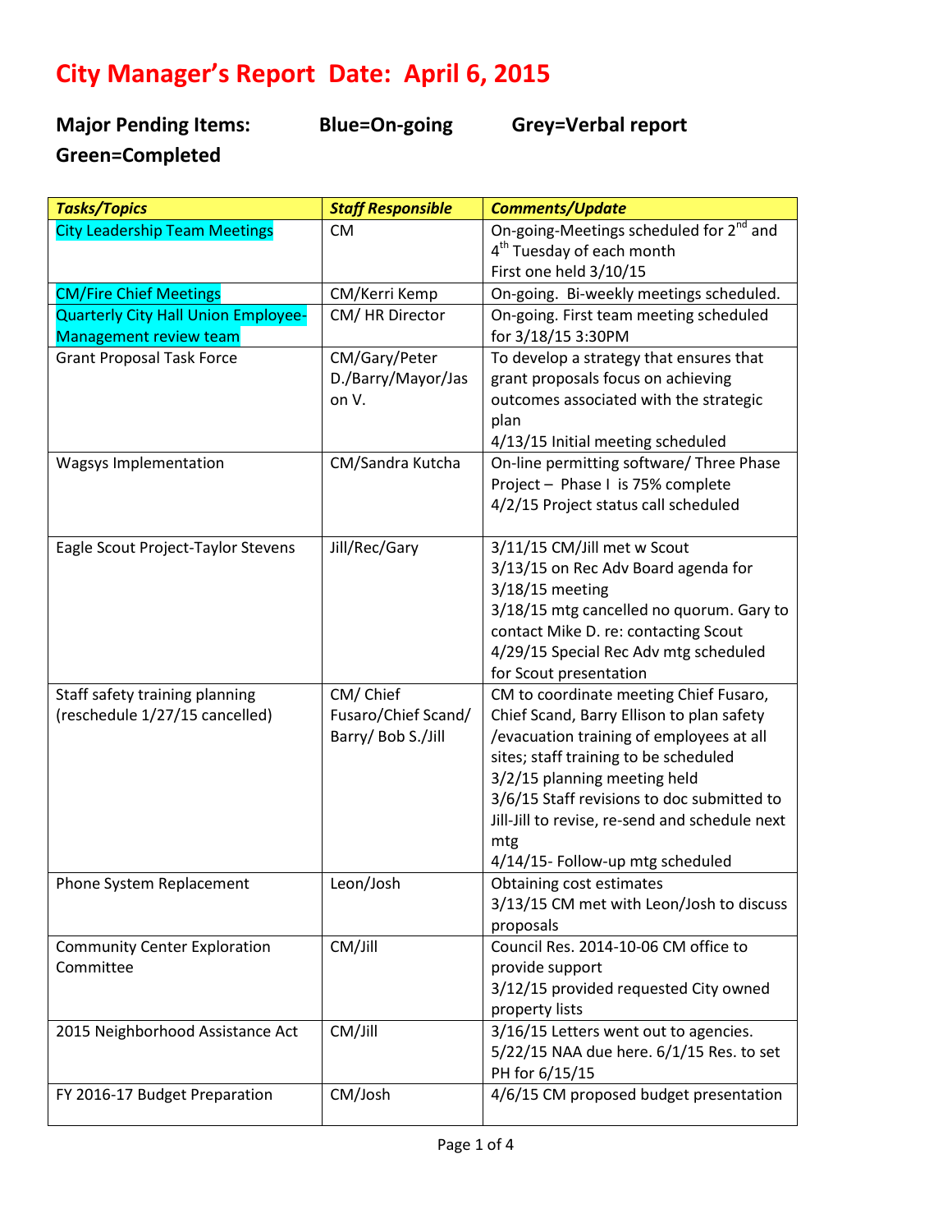# City Manager's Report Date: April 6, 2015

**Major Pending Items: Blue=On-going Grey=Verbal report Green=Completed**

| ***Tasks/Topics*** | ***Staff Responsible*** | ***Comments/Update*** |
|---|---|---|
| City Leadership Team Meetings | CM | On-going-Meetings scheduled for 2nd and 4th Tuesday of each month<br>First one held 3/10/15 |
| CM/Fire Chief Meetings | CM/Kerri Kemp | On-going. Bi-weekly meetings scheduled. |
| Quarterly City Hall Union Employee-Management review team | CM/ HR Director | On-going. First team meeting scheduled for 3/18/15 3:30PM |
| Grant Proposal Task Force | CM/Gary/Peter D./Barry/Mayor/Jason V. | To develop a strategy that ensures that grant proposals focus on achieving outcomes associated with the strategic plan<br>4/13/15 Initial meeting scheduled |
| Wagsys Implementation | CM/Sandra Kutcha | On-line permitting software/ Three Phase Project – Phase I is 75% complete<br>4/2/15 Project status call scheduled |
| Eagle Scout Project-Taylor Stevens | Jill/Rec/Gary | 3/11/15 CM/Jill met w Scout<br>3/13/15 on Rec Adv Board agenda for 3/18/15 meeting<br>3/18/15 mtg cancelled no quorum. Gary to contact Mike D. re: contacting Scout<br>4/29/15 Special Rec Adv mtg scheduled for Scout presentation |
| Staff safety training planning (reschedule 1/27/15 cancelled) | CM/ Chief Fusaro/Chief Scand/ Barry/ Bob S./Jill | CM to coordinate meeting Chief Fusaro, Chief Scand, Barry Ellison to plan safety /evacuation training of employees at all sites; staff training to be scheduled<br>3/2/15 planning meeting held<br>3/6/15 Staff revisions to doc submitted to Jill-Jill to revise, re-send and schedule next mtg<br>4/14/15- Follow-up mtg scheduled |
| Phone System Replacement | Leon/Josh | Obtaining cost estimates<br>3/13/15 CM met with Leon/Josh to discuss proposals |
| Community Center Exploration Committee | CM/Jill | Council Res. 2014-10-06 CM office to provide support<br>3/12/15 provided requested City owned property lists |
| 2015 Neighborhood Assistance Act | CM/Jill | 3/16/15 Letters went out to agencies.<br>5/22/15 NAA due here. 6/1/15 Res. to set PH for 6/15/15 |
| FY 2016-17 Budget Preparation | CM/Josh | 4/6/15 CM proposed budget presentation |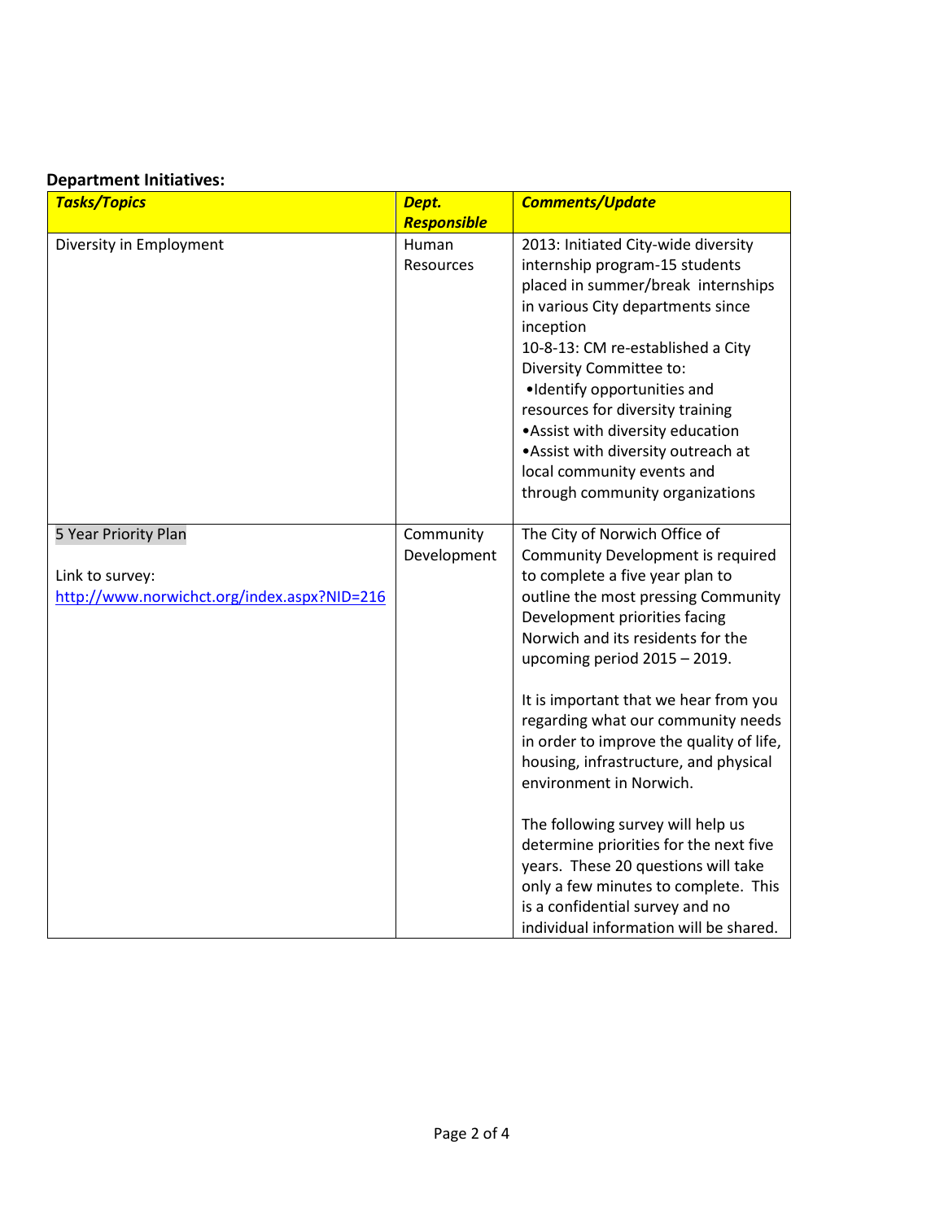**Department Initiatives:**

| ***Tasks/Topics*** | ***Dept. Responsible*** | ***Comments/Update*** |
|---|---|---|
| Diversity in Employment | Human Resources | 2013: Initiated City-wide diversity internship program-15 students placed in summer/break internships in various City departments since inception<br>10-8-13: CM re-established a City Diversity Committee to:<br>•Identify opportunities and resources for diversity training<br>•Assist with diversity education<br>•Assist with diversity outreach at local community events and through community organizations |
| 5 Year Priority Plan<br><br>Link to survey:<br>[http://www.norwichct.org/index.aspx?NID=216](http://www.norwichct.org/index.aspx?NID=216) | Community Development | The City of Norwich Office of Community Development is required to complete a five year plan to outline the most pressing Community Development priorities facing Norwich and its residents for the upcoming period 2015 – 2019.<br><br>It is important that we hear from you regarding what our community needs in order to improve the quality of life, housing, infrastructure, and physical environment in Norwich.<br><br>The following survey will help us determine priorities for the next five years. These 20 questions will take only a few minutes to complete. This is a confidential survey and no individual information will be shared. |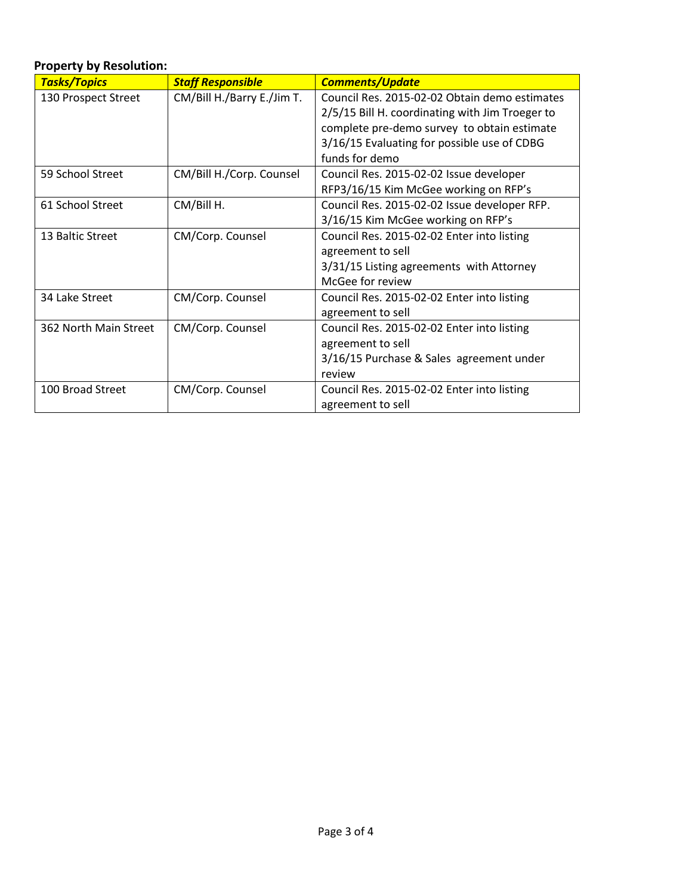**Property by Resolution:**

| *Tasks/Topics* | *Staff Responsible* | *Comments/Update* |
|---|---|---|
| 130 Prospect Street | CM/Bill H./Barry E./Jim T. | Council Res. 2015-02-02 Obtain demo estimates 2/5/15 Bill H. coordinating with Jim Troeger to complete pre-demo survey to obtain estimate 3/16/15 Evaluating for possible use of CDBG funds for demo |
| 59 School Street | CM/Bill H./Corp. Counsel | Council Res. 2015-02-02 Issue developer RFP3/16/15 Kim McGee working on RFP's |
| 61 School Street | CM/Bill H. | Council Res. 2015-02-02 Issue developer RFP. 3/16/15 Kim McGee working on RFP's |
| 13 Baltic Street | CM/Corp. Counsel | Council Res. 2015-02-02 Enter into listing agreement to sell 3/31/15 Listing agreements with Attorney McGee for review |
| 34 Lake Street | CM/Corp. Counsel | Council Res. 2015-02-02 Enter into listing agreement to sell |
| 362 North Main Street | CM/Corp. Counsel | Council Res. 2015-02-02 Enter into listing agreement to sell 3/16/15 Purchase & Sales agreement under review |
| 100 Broad Street | CM/Corp. Counsel | Council Res. 2015-02-02 Enter into listing agreement to sell |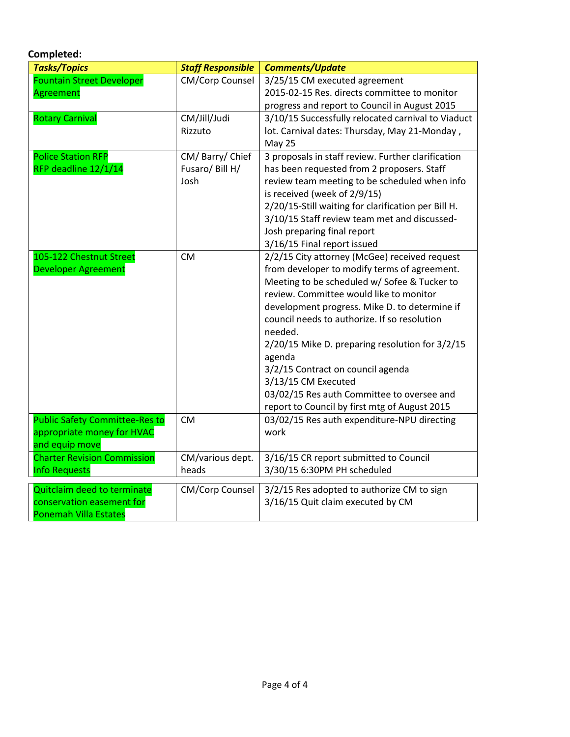**Completed:**

| ***Tasks/Topics*** | ***Staff Responsible*** | ***Comments/Update*** |
|---|---|---|
| Fountain Street Developer Agreement | CM/Corp Counsel | 3/25/15 CM executed agreement<br>2015-02-15 Res. directs committee to monitor progress and report to Council in August 2015 |
| Rotary Carnival | CM/Jill/Judi Rizzuto | 3/10/15 Successfully relocated carnival to Viaduct lot. Carnival dates: Thursday, May 21-Monday , May 25 |
| Police Station RFP<br>RFP deadline 12/1/14 | CM/ Barry/ Chief Fusaro/ Bill H/ Josh | 3 proposals in staff review. Further clarification has been requested from 2 proposers. Staff review team meeting to be scheduled when info is received (week of 2/9/15)<br>2/20/15-Still waiting for clarification per Bill H.<br>3/10/15 Staff review team met and discussed- Josh preparing final report<br>3/16/15 Final report issued |
| 105-122 Chestnut Street Developer Agreement | CM | 2/2/15 City attorney (McGee) received request from developer to modify terms of agreement. Meeting to be scheduled w/ Sofee & Tucker to review. Committee would like to monitor development progress. Mike D. to determine if council needs to authorize. If so resolution needed.<br>2/20/15 Mike D. preparing resolution for 3/2/15 agenda<br>3/2/15 Contract on council agenda<br>3/13/15 CM Executed<br>03/02/15 Res auth Committee to oversee and report to Council by first mtg of August 2015 |
| Public Safety Committee-Res to appropriate money for HVAC and equip move | CM | 03/02/15 Res auth expenditure-NPU directing work |
| Charter Revision Commission Info Requests | CM/various dept. heads | 3/16/15 CR report submitted to Council<br>3/30/15 6:30PM PH scheduled |
| Quitclaim deed to terminate conservation easement for Ponemah Villa Estates | CM/Corp Counsel | 3/2/15 Res adopted to authorize CM to sign<br>3/16/15 Quit claim executed by CM |